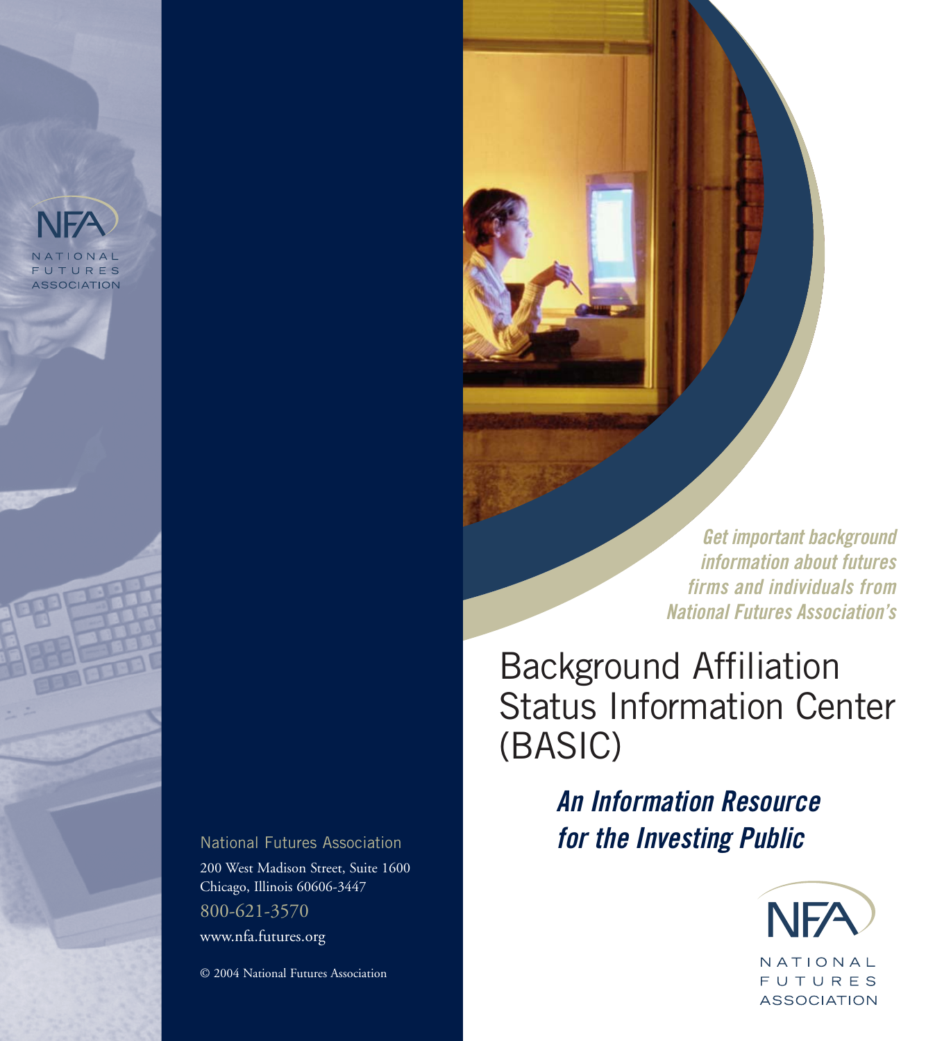NFA
NATIONAL FUTURES ASSOCIATION

*Get important background information about futures firms and individuals from National Futures Association's*

# Background Affiliation Status Information Center (BASIC)

## *An Information Resource for the Investing Public*

NFA
NATIONAL FUTURES ASSOCIATION

National Futures Association

200 West Madison Street, Suite 1600
Chicago, Illinois 60606-3447

800-621-3570

www.nfa.futures.org

© 2004 National Futures Association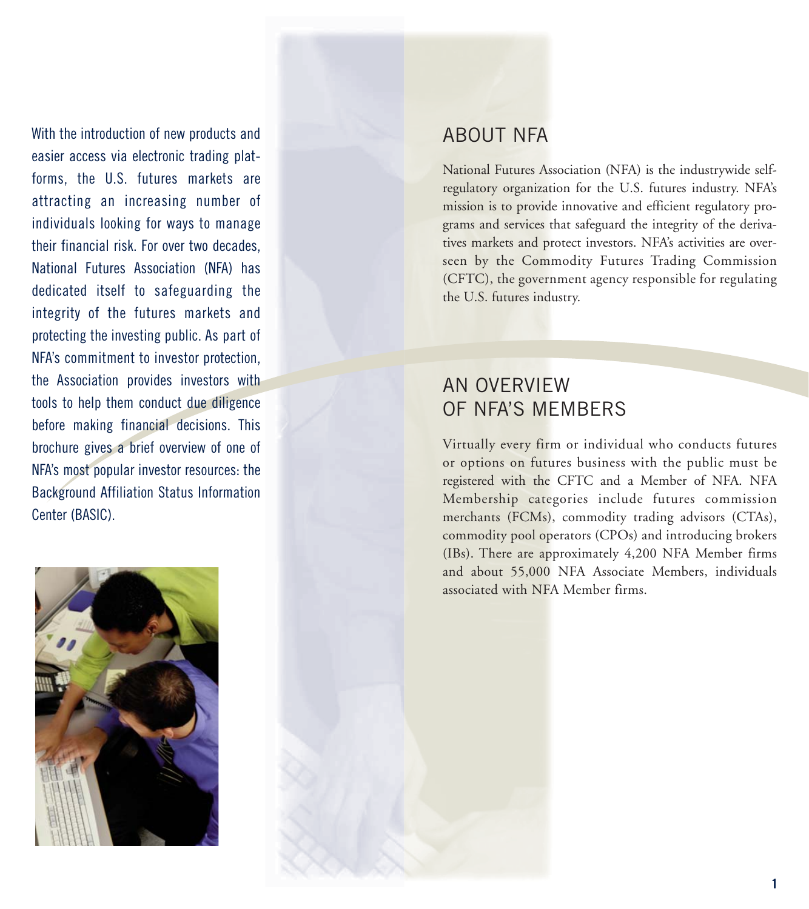With the introduction of new products and easier access via electronic trading platforms, the U.S. futures markets are attracting an increasing number of individuals looking for ways to manage their financial risk. For over two decades, National Futures Association (NFA) has dedicated itself to safeguarding the integrity of the futures markets and protecting the investing public. As part of NFA's commitment to investor protection, the Association provides investors with tools to help them conduct due diligence before making financial decisions. This brochure gives a brief overview of one of NFA's most popular investor resources: the Background Affiliation Status Information Center (BASIC).

## ABOUT NFA

National Futures Association (NFA) is the industrywide self-regulatory organization for the U.S. futures industry. NFA's mission is to provide innovative and efficient regulatory programs and services that safeguard the integrity of the derivatives markets and protect investors. NFA's activities are overseen by the Commodity Futures Trading Commission (CFTC), the government agency responsible for regulating the U.S. futures industry.

## AN OVERVIEW OF NFA'S MEMBERS

Virtually every firm or individual who conducts futures or options on futures business with the public must be registered with the CFTC and a Member of NFA. NFA Membership categories include futures commission merchants (FCMs), commodity trading advisors (CTAs), commodity pool operators (CPOs) and introducing brokers (IBs). There are approximately 4,200 NFA Member firms and about 55,000 NFA Associate Members, individuals associated with NFA Member firms.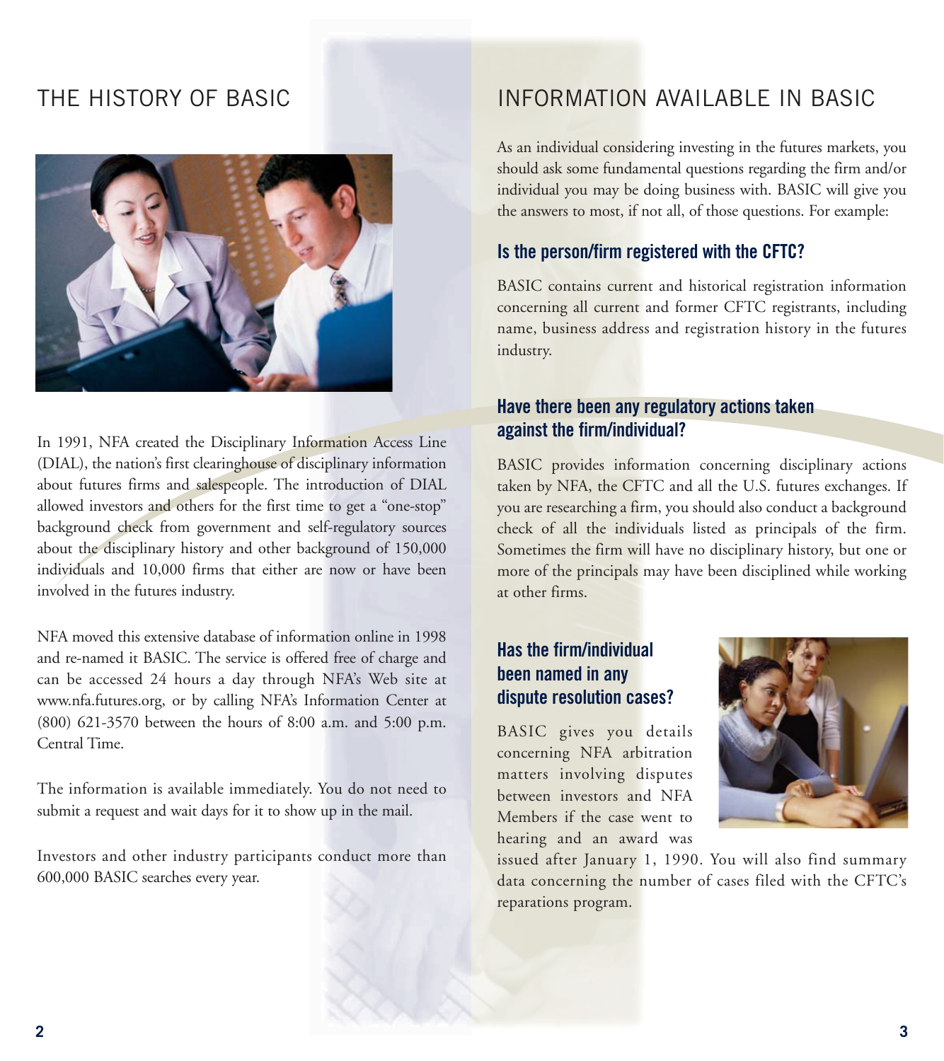# THE HISTORY OF BASIC

In 1991, NFA created the Disciplinary Information Access Line (DIAL), the nation's first clearinghouse of disciplinary information about futures firms and salespeople. The introduction of DIAL allowed investors and others for the first time to get a "one-stop" background check from government and self-regulatory sources about the disciplinary history and other background of 150,000 individuals and 10,000 firms that either are now or have been involved in the futures industry.

NFA moved this extensive database of information online in 1998 and re-named it BASIC. The service is offered free of charge and can be accessed 24 hours a day through NFA's Web site at www.nfa.futures.org, or by calling NFA's Information Center at (800) 621-3570 between the hours of 8:00 a.m. and 5:00 p.m. Central Time.

The information is available immediately. You do not need to submit a request and wait days for it to show up in the mail.

Investors and other industry participants conduct more than 600,000 BASIC searches every year.

# INFORMATION AVAILABLE IN BASIC

As an individual considering investing in the futures markets, you should ask some fundamental questions regarding the firm and/or individual you may be doing business with. BASIC will give you the answers to most, if not all, of those questions. For example:

### Is the person/firm registered with the CFTC?

BASIC contains current and historical registration information concerning all current and former CFTC registrants, including name, business address and registration history in the futures industry.

### Have there been any regulatory actions taken against the firm/individual?

BASIC provides information concerning disciplinary actions taken by NFA, the CFTC and all the U.S. futures exchanges. If you are researching a firm, you should also conduct a background check of all the individuals listed as principals of the firm. Sometimes the firm will have no disciplinary history, but one or more of the principals may have been disciplined while working at other firms.

### Has the firm/individual been named in any dispute resolution cases?

BASIC gives you details concerning NFA arbitration matters involving disputes between investors and NFA Members if the case went to hearing and an award was issued after January 1, 1990. You will also find summary data concerning the number of cases filed with the CFTC's reparations program.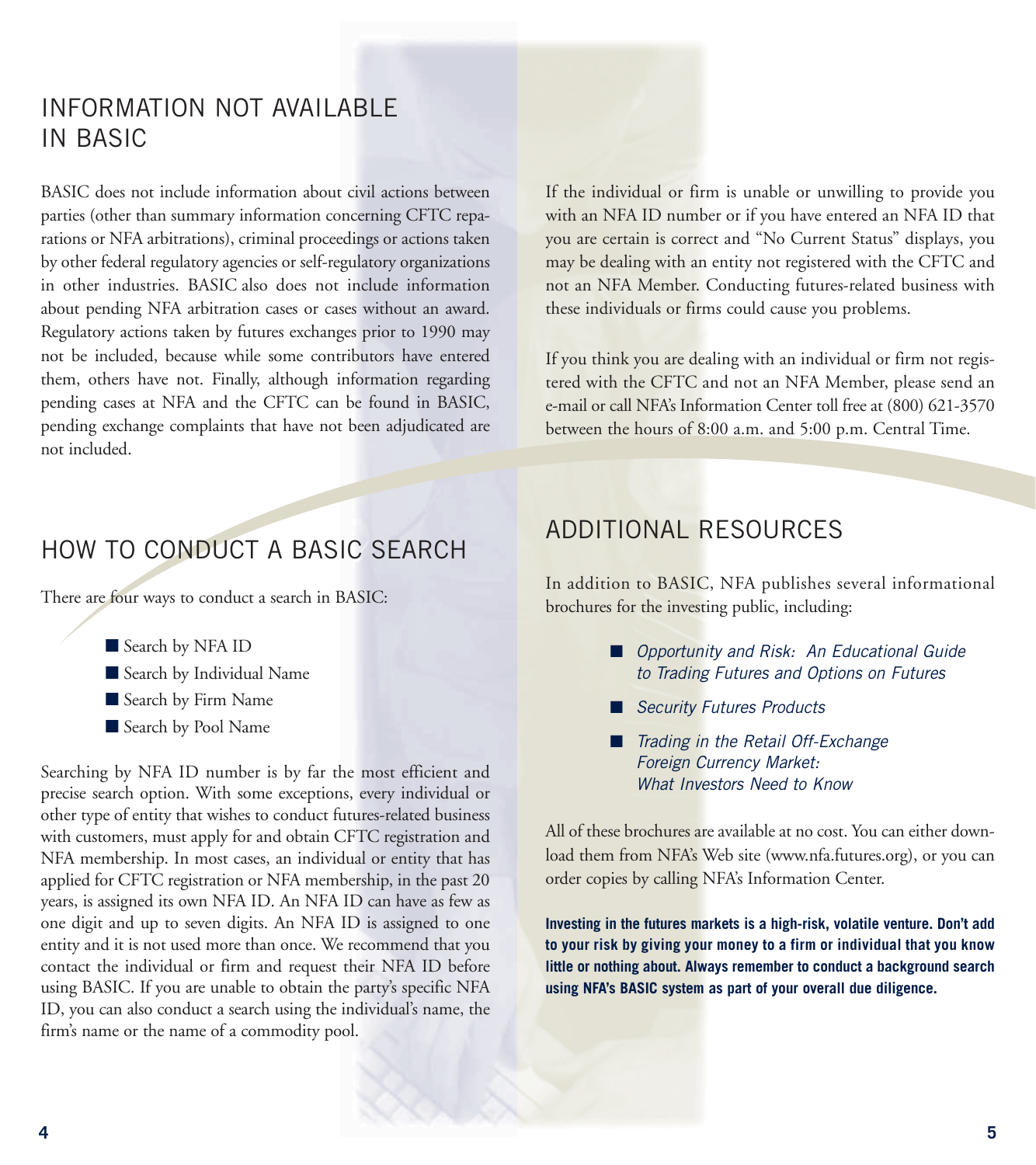## INFORMATION NOT AVAILABLE IN BASIC

BASIC does not include information about civil actions between parties (other than summary information concerning CFTC reparations or NFA arbitrations), criminal proceedings or actions taken by other federal regulatory agencies or self-regulatory organizations in other industries. BASIC also does not include information about pending NFA arbitration cases or cases without an award. Regulatory actions taken by futures exchanges prior to 1990 may not be included, because while some contributors have entered them, others have not. Finally, although information regarding pending cases at NFA and the CFTC can be found in BASIC, pending exchange complaints that have not been adjudicated are not included.

## HOW TO CONDUCT A BASIC SEARCH

There are four ways to conduct a search in BASIC:

- Search by NFA ID
- Search by Individual Name
- Search by Firm Name
- Search by Pool Name

Searching by NFA ID number is by far the most efficient and precise search option. With some exceptions, every individual or other type of entity that wishes to conduct futures-related business with customers, must apply for and obtain CFTC registration and NFA membership. In most cases, an individual or entity that has applied for CFTC registration or NFA membership, in the past 20 years, is assigned its own NFA ID. An NFA ID can have as few as one digit and up to seven digits. An NFA ID is assigned to one entity and it is not used more than once. We recommend that you contact the individual or firm and request their NFA ID before using BASIC. If you are unable to obtain the party's specific NFA ID, you can also conduct a search using the individual's name, the firm's name or the name of a commodity pool.

If the individual or firm is unable or unwilling to provide you with an NFA ID number or if you have entered an NFA ID that you are certain is correct and "No Current Status" displays, you may be dealing with an entity not registered with the CFTC and not an NFA Member. Conducting futures-related business with these individuals or firms could cause you problems.

If you think you are dealing with an individual or firm not registered with the CFTC and not an NFA Member, please send an e-mail or call NFA's Information Center toll free at (800) 621-3570 between the hours of 8:00 a.m. and 5:00 p.m. Central Time.

## ADDITIONAL RESOURCES

In addition to BASIC, NFA publishes several informational brochures for the investing public, including:

- *Opportunity and Risk: An Educational Guide to Trading Futures and Options on Futures*
- *Security Futures Products*
- *Trading in the Retail Off-Exchange Foreign Currency Market: What Investors Need to Know*

All of these brochures are available at no cost. You can either download them from NFA's Web site (www.nfa.futures.org), or you can order copies by calling NFA's Information Center.

**Investing in the futures markets is a high-risk, volatile venture. Don't add to your risk by giving your money to a firm or individual that you know little or nothing about. Always remember to conduct a background search using NFA's BASIC system as part of your overall due diligence.**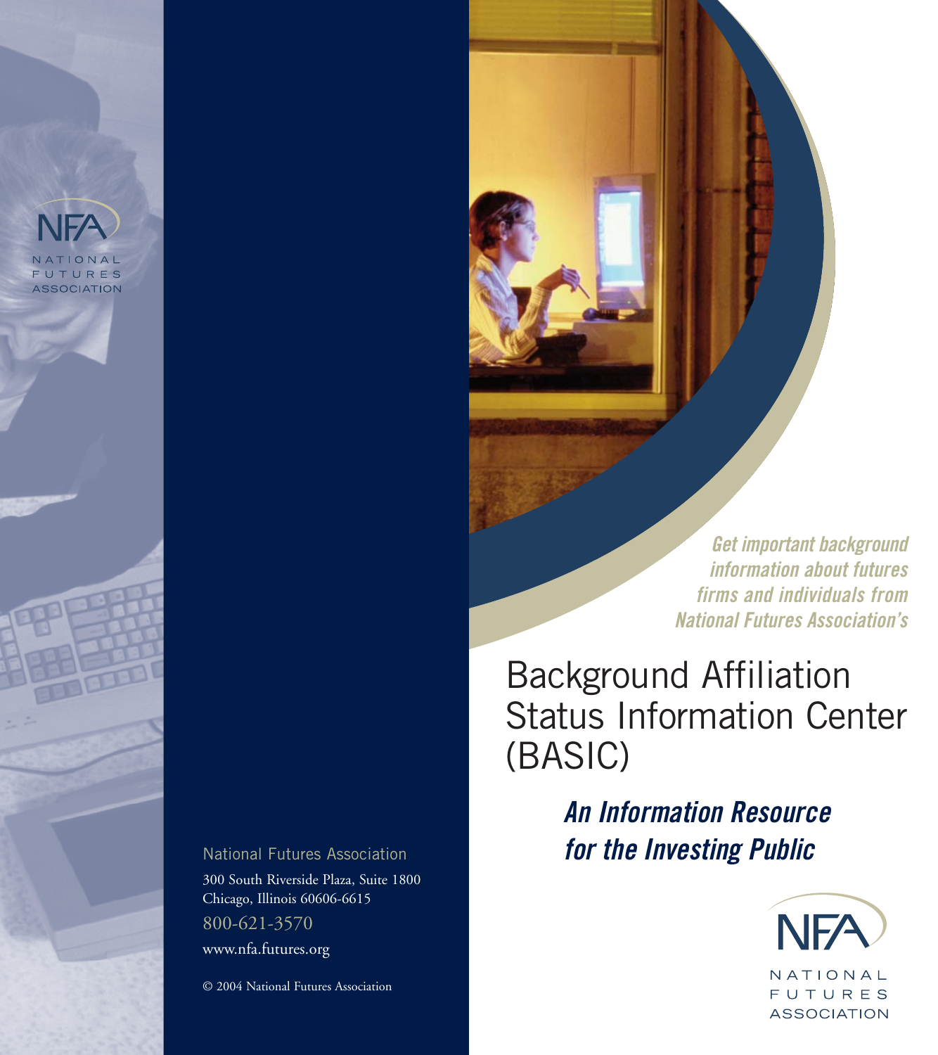NFA

NATIONAL FUTURES ASSOCIATION

National Futures Association

300 South Riverside Plaza, Suite 1800
Chicago, Illinois 60606-6615

800-621-3570

www.nfa.futures.org

© 2004 National Futures Association

*Get important background information about futures firms and individuals from National Futures Association's*

# Background Affiliation Status Information Center (BASIC)

## *An Information Resource for the Investing Public*

NFA

NATIONAL FUTURES ASSOCIATION